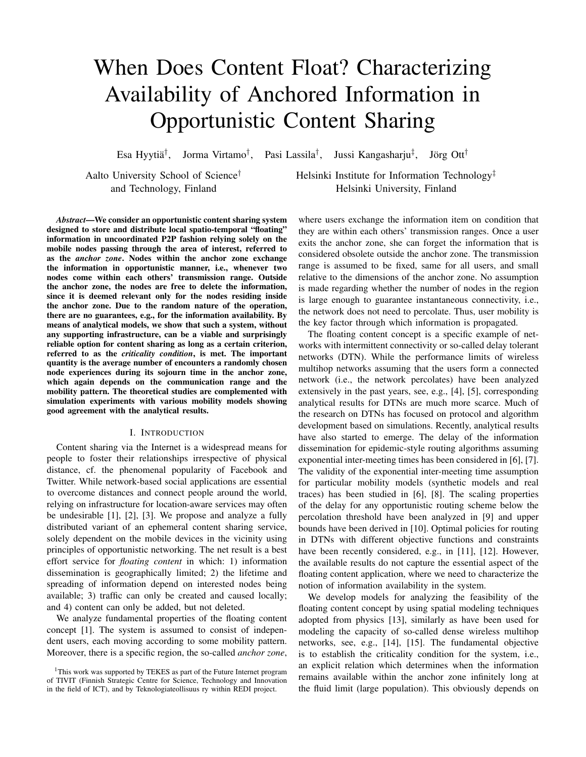# When Does Content Float? Characterizing Availability of Anchored Information in Opportunistic Content Sharing

Esa Hyytiä[†], Jorma Virtamo[†], Pasi Lassila[†], Jussi Kangasharju[‡], Jörg Ott[†]

Aalto University School of Science[†] and Technology, Finland

Helsinki Institute for Information Technology[‡] Helsinki University, Finland

***Abstract*—We consider an opportunistic content sharing system designed to store and distribute local spatio-temporal "floating" information in uncoordinated P2P fashion relying solely on the mobile nodes passing through the area of interest, referred to as the *anchor zone*. Nodes within the anchor zone exchange the information in opportunistic manner, i.e., whenever two nodes come within each others' transmission range. Outside the anchor zone, the nodes are free to delete the information, since it is deemed relevant only for the nodes residing inside the anchor zone. Due to the random nature of the operation, there are no guarantees, e.g., for the information availability. By means of analytical models, we show that such a system, without any supporting infrastructure, can be a viable and surprisingly reliable option for content sharing as long as a certain criterion, referred to as the *criticality condition*, is met. The important quantity is the average number of encounters a randomly chosen node experiences during its sojourn time in the anchor zone, which again depends on the communication range and the mobility pattern. The theoretical studies are complemented with simulation experiments with various mobility models showing good agreement with the analytical results.**

## I. Introduction

Content sharing via the Internet is a widespread means for people to foster their relationships irrespective of physical distance, cf. the phenomenal popularity of Facebook and Twitter. While network-based social applications are essential to overcome distances and connect people around the world, relying on infrastructure for location-aware services may often be undesirable [1], [2], [3]. We propose and analyze a fully distributed variant of an ephemeral content sharing service, solely dependent on the mobile devices in the vicinity using principles of opportunistic networking. The net result is a best effort service for *floating content* in which: 1) information dissemination is geographically limited; 2) the lifetime and spreading of information depend on interested nodes being available; 3) traffic can only be created and caused locally; and 4) content can only be added, but not deleted.

We analyze fundamental properties of the floating content concept [1]. The system is assumed to consist of independent users, each moving according to some mobility pattern. Moreover, there is a specific region, the so-called *anchor zone*, where users exchange the information item on condition that they are within each others' transmission ranges. Once a user exits the anchor zone, she can forget the information that is considered obsolete outside the anchor zone. The transmission range is assumed to be fixed, same for all users, and small relative to the dimensions of the anchor zone. No assumption is made regarding whether the number of nodes in the region is large enough to guarantee instantaneous connectivity, i.e., the network does not need to percolate. Thus, user mobility is the key factor through which information is propagated.

The floating content concept is a specific example of networks with intermittent connectivity or so-called delay tolerant networks (DTN). While the performance limits of wireless multihop networks assuming that the users form a connected network (i.e., the network percolates) have been analyzed extensively in the past years, see, e.g., [4], [5], corresponding analytical results for DTNs are much more scarce. Much of the research on DTNs has focused on protocol and algorithm development based on simulations. Recently, analytical results have also started to emerge. The delay of the information dissemination for epidemic-style routing algorithms assuming exponential inter-meeting times has been considered in [6], [7]. The validity of the exponential inter-meeting time assumption for particular mobility models (synthetic models and real traces) has been studied in [6], [8]. The scaling properties of the delay for any opportunistic routing scheme below the percolation threshold have been analyzed in [9] and upper bounds have been derived in [10]. Optimal policies for routing in DTNs with different objective functions and constraints have been recently considered, e.g., in [11], [12]. However, the available results do not capture the essential aspect of the floating content application, where we need to characterize the notion of information availability in the system.

We develop models for analyzing the feasibility of the floating content concept by using spatial modeling techniques adopted from physics [13], similarly as have been used for modeling the capacity of so-called dense wireless multihop networks, see, e.g., [14], [15]. The fundamental objective is to establish the criticality condition for the system, i.e., an explicit relation which determines when the information remains available within the anchor zone infinitely long at the fluid limit (large population). This obviously depends on

[1]This work was supported by TEKES as part of the Future Internet program of TIVIT (Finnish Strategic Centre for Science, Technology and Innovation in the field of ICT), and by Teknologiateollisuus ry within REDI project.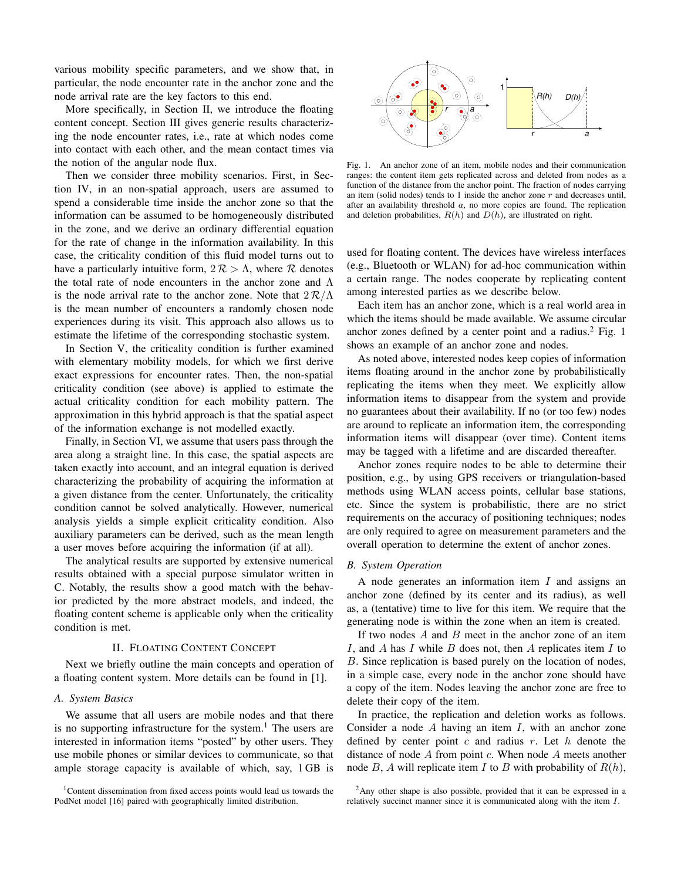various mobility specific parameters, and we show that, in particular, the node encounter rate in the anchor zone and the node arrival rate are the key factors to this end.

More specifically, in Section II, we introduce the floating content concept. Section III gives generic results characterizing the node encounter rates, i.e., rate at which nodes come into contact with each other, and the mean contact times via the notion of the angular node flux.

Then we consider three mobility scenarios. First, in Section IV, in an non-spatial approach, users are assumed to spend a considerable time inside the anchor zone so that the information can be assumed to be homogeneously distributed in the zone, and we derive an ordinary differential equation for the rate of change in the information availability. In this case, the criticality condition of this fluid model turns out to have a particularly intuitive form, $2\mathcal{R} > \Lambda$, where $\mathcal{R}$ denotes the total rate of node encounters in the anchor zone and $\Lambda$ is the node arrival rate to the anchor zone. Note that $2\mathcal{R}/\Lambda$ is the mean number of encounters a randomly chosen node experiences during its visit. This approach also allows us to estimate the lifetime of the corresponding stochastic system.

In Section V, the criticality condition is further examined with elementary mobility models, for which we first derive exact expressions for encounter rates. Then, the non-spatial criticality condition (see above) is applied to estimate the actual criticality condition for each mobility pattern. The approximation in this hybrid approach is that the spatial aspect of the information exchange is not modelled exactly.

Finally, in Section VI, we assume that users pass through the area along a straight line. In this case, the spatial aspects are taken exactly into account, and an integral equation is derived characterizing the probability of acquiring the information at a given distance from the center. Unfortunately, the criticality condition cannot be solved analytically. However, numerical analysis yields a simple explicit criticality condition. Also auxiliary parameters can be derived, such as the mean length a user moves before acquiring the information (if at all).

The analytical results are supported by extensive numerical results obtained with a special purpose simulator written in C. Notably, the results show a good match with the behavior predicted by the more abstract models, and indeed, the floating content scheme is applicable only when the criticality condition is met.

## II. Floating Content Concept

Next we briefly outline the main concepts and operation of a floating content system. More details can be found in [1].

### A. System Basics

We assume that all users are mobile nodes and that there is no supporting infrastructure for the system.[1] The users are interested in information items "posted" by other users. They use mobile phones or similar devices to communicate, so that ample storage capacity is available of which, say, 1 GB is used for floating content. The devices have wireless interfaces (e.g., Bluetooth or WLAN) for ad-hoc communication within a certain range. The nodes cooperate by replicating content among interested parties as we describe below.

[1] Content dissemination from fixed access points would lead us towards the PodNet model [16] paired with geographically limited distribution.

Fig. 1. An anchor zone of an item, mobile nodes and their communication ranges: the content item gets replicated across and deleted from nodes as a function of the distance from the anchor point. The fraction of nodes carrying an item (solid nodes) tends to 1 inside the anchor zone $r$ and decreases until, after an availability threshold $a$, no more copies are found. The replication and deletion probabilities, $R(h)$ and $D(h)$, are illustrated on right.

Each item has an anchor zone, which is a real world area in which the items should be made available. We assume circular anchor zones defined by a center point and a radius.[2] Fig. 1 shows an example of an anchor zone and nodes.

As noted above, interested nodes keep copies of information items floating around in the anchor zone by probabilistically replicating the items when they meet. We explicitly allow information items to disappear from the system and provide no guarantees about their availability. If no (or too few) nodes are around to replicate an information item, the corresponding information items will disappear (over time). Content items may be tagged with a lifetime and are discarded thereafter.

Anchor zones require nodes to be able to determine their position, e.g., by using GPS receivers or triangulation-based methods using WLAN access points, cellular base stations, etc. Since the system is probabilistic, there are no strict requirements on the accuracy of positioning techniques; nodes are only required to agree on measurement parameters and the overall operation to determine the extent of anchor zones.

### B. System Operation

A node generates an information item $I$ and assigns an anchor zone (defined by its center and its radius), as well as, a (tentative) time to live for this item. We require that the generating node is within the zone when an item is created.

If two nodes $A$ and $B$ meet in the anchor zone of an item $I$, and $A$ has $I$ while $B$ does not, then $A$ replicates item $I$ to $B$. Since replication is based purely on the location of nodes, in a simple case, every node in the anchor zone should have a copy of the item. Nodes leaving the anchor zone are free to delete their copy of the item.

In practice, the replication and deletion works as follows. Consider a node $A$ having an item $I$, with an anchor zone defined by center point $c$ and radius $r$. Let $h$ denote the distance of node $A$ from point $c$. When node $A$ meets another node $B$, $A$ will replicate item $I$ to $B$ with probability of $R(h)$,

[2] Any other shape is also possible, provided that it can be expressed in a relatively succinct manner since it is communicated along with the item $I$.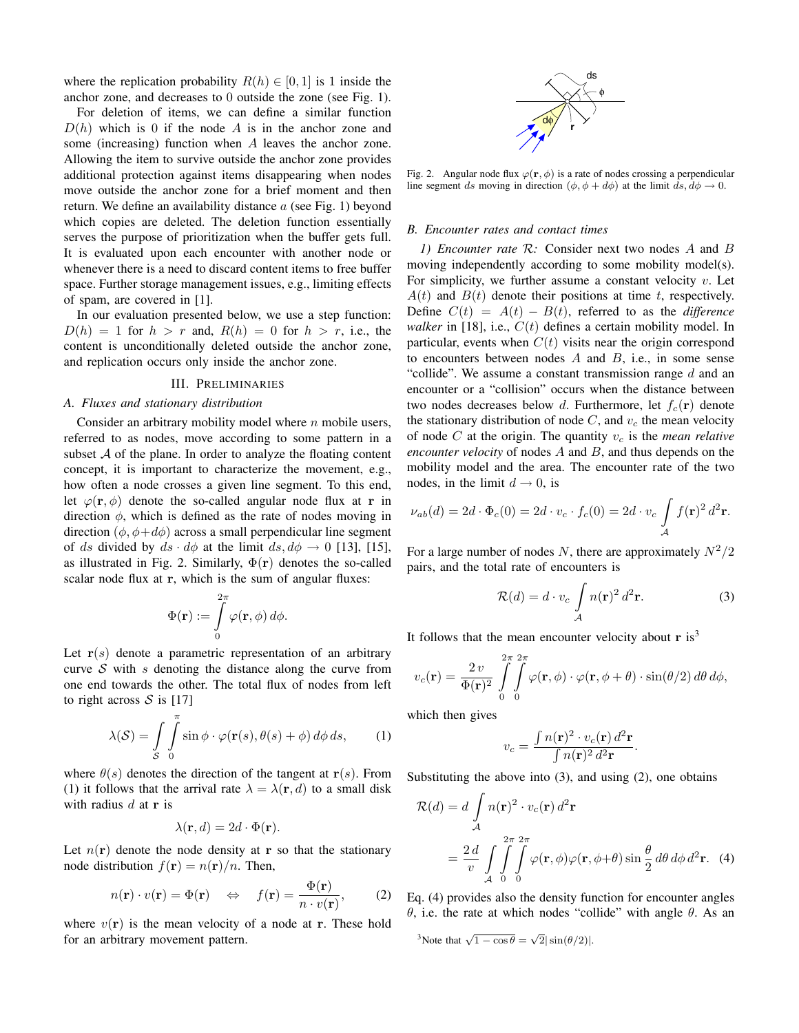where the replication probability $R(h) \in [0, 1]$ is 1 inside the anchor zone, and decreases to 0 outside the zone (see Fig. 1).

For deletion of items, we can define a similar function $D(h)$ which is 0 if the node $A$ is in the anchor zone and some (increasing) function when $A$ leaves the anchor zone. Allowing the item to survive outside the anchor zone provides additional protection against items disappearing when nodes move outside the anchor zone for a brief moment and then return. We define an availability distance $a$ (see Fig. 1) beyond which copies are deleted. The deletion function essentially serves the purpose of prioritization when the buffer gets full. It is evaluated upon each encounter with another node or whenever there is a need to discard content items to free buffer space. Further storage management issues, e.g., limiting effects of spam, are covered in [1].

In our evaluation presented below, we use a step function: $D(h) = 1$ for $h > r$ and, $R(h) = 0$ for $h > r$, i.e., the content is unconditionally deleted outside the anchor zone, and replication occurs only inside the anchor zone.

## III. Preliminaries

### A. Fluxes and stationary distribution

Consider an arbitrary mobility model where $n$ mobile users, referred to as nodes, move according to some pattern in a subset $\mathcal{A}$ of the plane. In order to analyze the floating content concept, it is important to characterize the movement, e.g., how often a node crosses a given line segment. To this end, let $\varphi(\mathbf{r}, \phi)$ denote the so-called angular node flux at $\mathbf{r}$ in direction $\phi$, which is defined as the rate of nodes moving in direction $(\phi, \phi + d\phi)$ across a small perpendicular line segment of $ds$ divided by $ds \cdot d\phi$ at the limit $ds, d\phi \to 0$ [13], [15], as illustrated in Fig. 2. Similarly, $\Phi(\mathbf{r})$ denotes the so-called scalar node flux at $\mathbf{r}$, which is the sum of angular fluxes:

$$\Phi(\mathbf{r}) := \int_0^{2\pi} \varphi(\mathbf{r}, \phi)\, d\phi.$$

Let $\mathbf{r}(s)$ denote a parametric representation of an arbitrary curve $\mathcal{S}$ with $s$ denoting the distance along the curve from one end towards the other. The total flux of nodes from left to right across $\mathcal{S}$ is [17]

$$\lambda(\mathcal{S}) = \int_{\mathcal{S}} \int_0^{\pi} \sin\phi \cdot \varphi(\mathbf{r}(s), \theta(s) + \phi)\, d\phi\, ds, \tag{1}$$

where $\theta(s)$ denotes the direction of the tangent at $\mathbf{r}(s)$. From (1) it follows that the arrival rate $\lambda = \lambda(\mathbf{r}, d)$ to a small disk with radius $d$ at $\mathbf{r}$ is

$$\lambda(\mathbf{r}, d) = 2d \cdot \Phi(\mathbf{r}).$$

Let $n(\mathbf{r})$ denote the node density at $\mathbf{r}$ so that the stationary node distribution $f(\mathbf{r}) = n(\mathbf{r})/n$. Then,

$$n(\mathbf{r}) \cdot v(\mathbf{r}) = \Phi(\mathbf{r}) \quad \Leftrightarrow \quad f(\mathbf{r}) = \frac{\Phi(\mathbf{r})}{n \cdot v(\mathbf{r})}, \tag{2}$$

where $v(\mathbf{r})$ is the mean velocity of a node at $\mathbf{r}$. These hold for an arbitrary movement pattern.

Fig. 2. Angular node flux $\varphi(\mathbf{r}, \phi)$ is a rate of nodes crossing a perpendicular line segment $ds$ moving in direction $(\phi, \phi + d\phi)$ at the limit $ds, d\phi \to 0$.

### B. Encounter rates and contact times

*1) Encounter rate $\mathcal{R}$:* Consider next two nodes $A$ and $B$ moving independently according to some mobility model(s). For simplicity, we further assume a constant velocity $v$. Let $A(t)$ and $B(t)$ denote their positions at time $t$, respectively. Define $C(t) = A(t) - B(t)$, referred to as the *difference walker* in [18], i.e., $C(t)$ defines a certain mobility model. In particular, events when $C(t)$ visits near the origin correspond to encounters between nodes $A$ and $B$, i.e., in some sense "collide". We assume a constant transmission range $d$ and an encounter or a "collision" occurs when the distance between two nodes decreases below $d$. Furthermore, let $f_c(\mathbf{r})$ denote the stationary distribution of node $C$, and $v_c$ the mean velocity of node $C$ at the origin. The quantity $v_c$ is the *mean relative encounter velocity* of nodes $A$ and $B$, and thus depends on the mobility model and the area. The encounter rate of the two nodes, in the limit $d \to 0$, is

$$\nu_{ab}(d) = 2d \cdot \Phi_c(0) = 2d \cdot v_c \cdot f_c(0) = 2d \cdot v_c \int_{\mathcal{A}} f(\mathbf{r})^2\, d^2\mathbf{r}.$$

For a large number of nodes $N$, there are approximately $N^2/2$ pairs, and the total rate of encounters is

$$\mathcal{R}(d) = d \cdot v_c \int_{\mathcal{A}} n(\mathbf{r})^2\, d^2\mathbf{r}. \tag{3}$$

It follows that the mean encounter velocity about $\mathbf{r}$ is[3]

$$v_c(\mathbf{r}) = \frac{2\,v}{\Phi(\mathbf{r})^2} \int_0^{2\pi}\int_0^{2\pi} \varphi(\mathbf{r}, \phi) \cdot \varphi(\mathbf{r}, \phi + \theta) \cdot \sin(\theta/2)\, d\theta\, d\phi,$$

which then gives

$$v_c = \frac{\int n(\mathbf{r})^2 \cdot v_c(\mathbf{r})\, d^2\mathbf{r}}{\int n(\mathbf{r})^2\, d^2\mathbf{r}}.$$

Substituting the above into (3), and using (2), one obtains

$$\begin{aligned}
\mathcal{R}(d) &= d \int_{\mathcal{A}} n(\mathbf{r})^2 \cdot v_c(\mathbf{r})\, d^2\mathbf{r} \\
&= \frac{2\,d}{v} \int_{\mathcal{A}} \int_0^{2\pi}\int_0^{2\pi} \varphi(\mathbf{r}, \phi)\varphi(\mathbf{r}, \phi+\theta) \sin\frac{\theta}{2}\, d\theta\, d\phi\, d^2\mathbf{r}.
\end{aligned} \tag{4}$$

Eq. (4) provides also the density function for encounter angles $\theta$, i.e. the rate at which nodes "collide" with angle $\theta$. As an

[3]Note that $\sqrt{1 - \cos\theta} = \sqrt{2}|\sin(\theta/2)|$.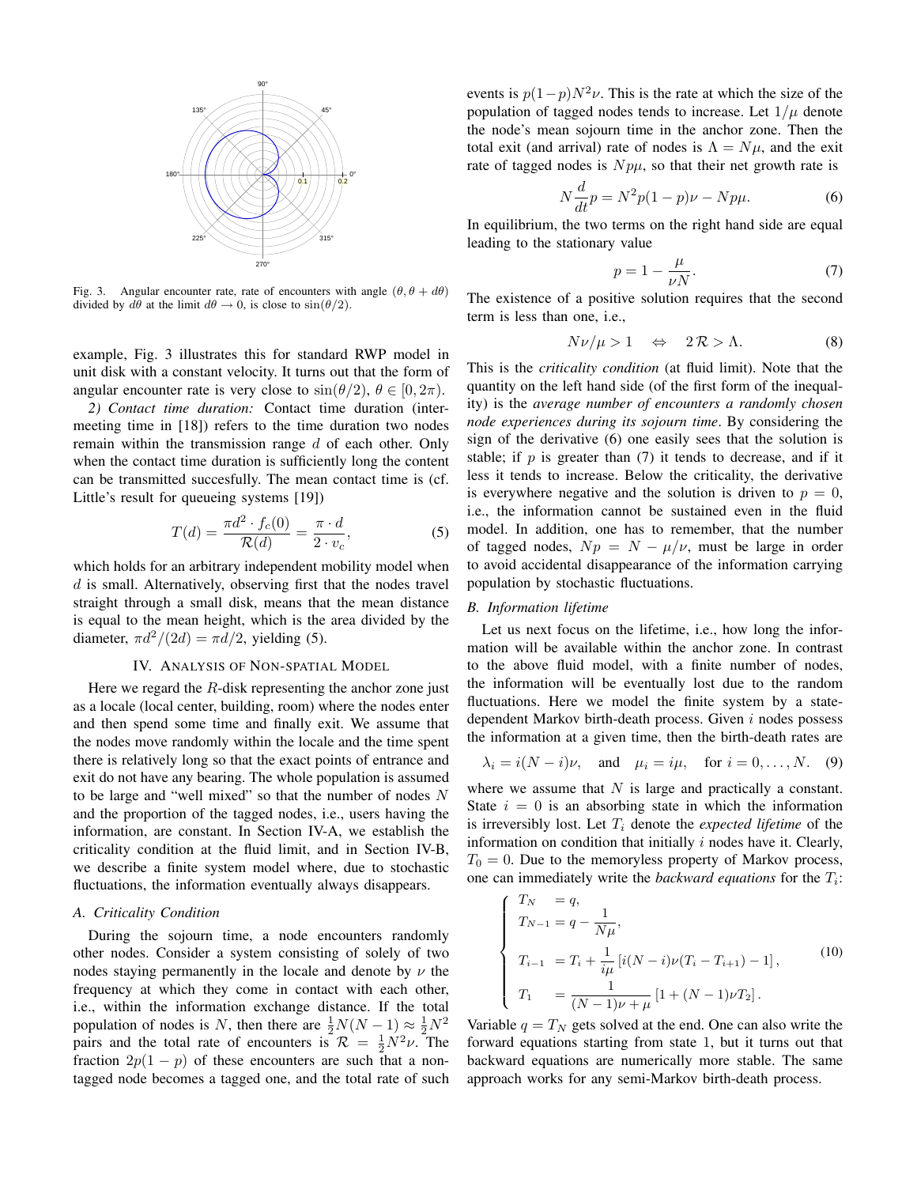Fig. 3. Angular encounter rate, rate of encounters with angle $(\theta, \theta + d\theta)$ divided by $d\theta$ at the limit $d\theta \to 0$, is close to $\sin(\theta/2)$.

example, Fig. 3 illustrates this for standard RWP model in unit disk with a constant velocity. It turns out that the form of angular encounter rate is very close to $\sin(\theta/2)$, $\theta \in [0, 2\pi)$.

*2) Contact time duration:* Contact time duration (intermeeting time in [18]) refers to the time duration two nodes remain within the transmission range $d$ of each other. Only when the contact time duration is sufficiently long the content can be transmitted succesfully. The mean contact time is (cf. Little's result for queueing systems [19])

$$T(d) = \frac{\pi d^2 \cdot f_c(0)}{\mathcal{R}(d)} = \frac{\pi \cdot d}{2 \cdot v_c}, \tag{5}$$

which holds for an arbitrary independent mobility model when $d$ is small. Alternatively, observing first that the nodes travel straight through a small disk, means that the mean distance is equal to the mean height, which is the area divided by the diameter, $\pi d^2/(2d) = \pi d/2$, yielding (5).

## IV. Analysis of Non-spatial Model

Here we regard the $R$-disk representing the anchor zone just as a locale (local center, building, room) where the nodes enter and then spend some time and finally exit. We assume that the nodes move randomly within the locale and the time spent there is relatively long so that the exact points of entrance and exit do not have any bearing. The whole population is assumed to be large and "well mixed" so that the number of nodes $N$ and the proportion of the tagged nodes, i.e., users having the information, are constant. In Section IV-A, we establish the criticality condition at the fluid limit, and in Section IV-B, we describe a finite system model where, due to stochastic fluctuations, the information eventually always disappears.

### A. Criticality Condition

During the sojourn time, a node encounters randomly other nodes. Consider a system consisting of solely of two nodes staying permanently in the locale and denote by $\nu$ the frequency at which they come in contact with each other, i.e., within the information exchange distance. If the total population of nodes is $N$, then there are $\frac{1}{2}N(N-1) \approx \frac{1}{2}N^2$ pairs and the total rate of encounters is $\mathcal{R} = \frac{1}{2}N^2\nu$. The fraction $2p(1-p)$ of these encounters are such that a non-tagged node becomes a tagged one, and the total rate of such events is $p(1-p)N^2\nu$. This is the rate at which the size of the population of tagged nodes tends to increase. Let $1/\mu$ denote the node's mean sojourn time in the anchor zone. Then the total exit (and arrival) rate of nodes is $\Lambda = N\mu$, and the exit rate of tagged nodes is $Np\mu$, so that their net growth rate is

$$N\frac{d}{dt}p = N^2 p(1-p)\nu - Np\mu. \tag{6}$$

In equilibrium, the two terms on the right hand side are equal leading to the stationary value

$$p = 1 - \frac{\mu}{\nu N}. \tag{7}$$

The existence of a positive solution requires that the second term is less than one, i.e.,

$$N\nu/\mu > 1 \quad \Leftrightarrow \quad 2\,\mathcal{R} > \Lambda. \tag{8}$$

This is the *criticality condition* (at fluid limit). Note that the quantity on the left hand side (of the first form of the inequality) is the *average number of encounters a randomly chosen node experiences during its sojourn time*. By considering the sign of the derivative (6) one easily sees that the solution is stable; if $p$ is greater than (7) it tends to decrease, and if it less it tends to increase. Below the criticality, the derivative is everywhere negative and the solution is driven to $p = 0$, i.e., the information cannot be sustained even in the fluid model. In addition, one has to remember, that the number of tagged nodes, $Np = N - \mu/\nu$, must be large in order to avoid accidental disappearance of the information carrying population by stochastic fluctuations.

### B. Information lifetime

Let us next focus on the lifetime, i.e., how long the information will be available within the anchor zone. In contrast to the above fluid model, with a finite number of nodes, the information will be eventually lost due to the random fluctuations. Here we model the finite system by a state-dependent Markov birth-death process. Given $i$ nodes possess the information at a given time, then the birth-death rates are

$$\lambda_i = i(N-i)\nu, \quad \text{and} \quad \mu_i = i\mu, \quad \text{for } i = 0, \ldots, N. \tag{9}$$

where we assume that $N$ is large and practically a constant. State $i = 0$ is an absorbing state in which the information is irreversibly lost. Let $T_i$ denote the *expected lifetime* of the information on condition that initially $i$ nodes have it. Clearly, $T_0 = 0$. Due to the memoryless property of Markov process, one can immediately write the *backward equations* for the $T_i$:

$$\begin{cases} T_N &= q, \\ T_{N-1} &= q - \dfrac{1}{N\mu}, \\ T_{i-1} &= T_i + \dfrac{1}{i\mu}\left[i(N-i)\nu(T_i - T_{i+1}) - 1\right], \\ T_1 &= \dfrac{1}{(N-1)\nu + \mu}\left[1 + (N-1)\nu T_2\right]. \end{cases} \tag{10}$$

Variable $q = T_N$ gets solved at the end. One can also write the forward equations starting from state 1, but it turns out that backward equations are numerically more stable. The same approach works for any semi-Markov birth-death process.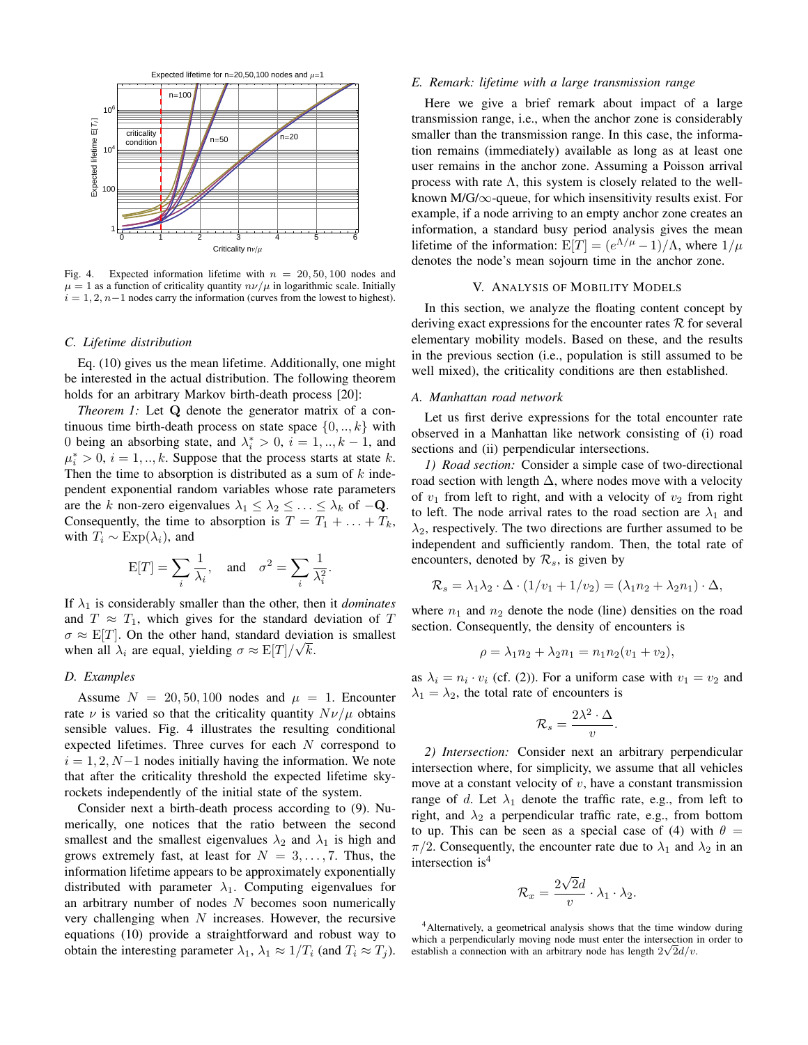Fig. 4. Expected information lifetime with $n = 20, 50, 100$ nodes and $\mu = 1$ as a function of criticality quantity $n\nu/\mu$ in logarithmic scale. Initially $i = 1, 2, n-1$ nodes carry the information (curves from the lowest to highest).

### C. Lifetime distribution

Eq. (10) gives us the mean lifetime. Additionally, one might be interested in the actual distribution. The following theorem holds for an arbitrary Markov birth-death process [20]:

*Theorem 1:* Let $\mathbf{Q}$ denote the generator matrix of a continuous time birth-death process on state space $\{0,..,k\}$ with 0 being an absorbing state, and $\lambda_i^* > 0$, $i = 1,..,k-1$, and $\mu_i^* > 0$, $i = 1,..,k$. Suppose that the process starts at state $k$. Then the time to absorption is distributed as a sum of $k$ independent exponential random variables whose rate parameters are the $k$ non-zero eigenvalues $\lambda_1 \le \lambda_2 \le \ldots \le \lambda_k$ of $-\mathbf{Q}$. Consequently, the time to absorption is $T = T_1 + \ldots + T_k$, with $T_i \sim \mathrm{Exp}(\lambda_i)$, and

$$\mathrm{E}[T] = \sum_i \frac{1}{\lambda_i}, \quad \text{and} \quad \sigma^2 = \sum_i \frac{1}{\lambda_i^2}.$$

If $\lambda_1$ is considerably smaller than the other, then it *dominates* and $T \approx T_1$, which gives for the standard deviation of $T$ $\sigma \approx \mathrm{E}[T]$. On the other hand, standard deviation is smallest when all $\lambda_i$ are equal, yielding $\sigma \approx \mathrm{E}[T]/\sqrt{k}$.

### D. Examples

Assume $N = 20, 50, 100$ nodes and $\mu = 1$. Encounter rate $\nu$ is varied so that the criticality quantity $N\nu/\mu$ obtains sensible values. Fig. 4 illustrates the resulting conditional expected lifetimes. Three curves for each $N$ correspond to $i = 1, 2, N-1$ nodes initially having the information. We note that after the criticality threshold the expected lifetime skyrockets independently of the initial state of the system.

Consider next a birth-death process according to (9). Numerically, one notices that the ratio between the second smallest and the smallest eigenvalues $\lambda_2$ and $\lambda_1$ is high and grows extremely fast, at least for $N = 3, \ldots, 7$. Thus, the information lifetime appears to be approximately exponentially distributed with parameter $\lambda_1$. Computing eigenvalues for an arbitrary number of nodes $N$ becomes soon numerically very challenging when $N$ increases. However, the recursive equations (10) provide a straightforward and robust way to obtain the interesting parameter $\lambda_1$, $\lambda_1 \approx 1/T_i$ (and $T_i \approx T_j$).

### E. Remark: lifetime with a large transmission range

Here we give a brief remark about impact of a large transmission range, i.e., when the anchor zone is considerably smaller than the transmission range. In this case, the information remains (immediately) available as long as at least one user remains in the anchor zone. Assuming a Poisson arrival process with rate $\Lambda$, this system is closely related to the well-known M/G/$\infty$-queue, for which insensitivity results exist. For example, if a node arriving to an empty anchor zone creates an information, a standard busy period analysis gives the mean lifetime of the information: $\mathrm{E}[T] = (e^{\Lambda/\mu} - 1)/\Lambda$, where $1/\mu$ denotes the node's mean sojourn time in the anchor zone.

## V. Analysis of Mobility Models

In this section, we analyze the floating content concept by deriving exact expressions for the encounter rates $\mathcal{R}$ for several elementary mobility models. Based on these, and the results in the previous section (i.e., population is still assumed to be well mixed), the criticality conditions are then established.

### A. Manhattan road network

Let us first derive expressions for the total encounter rate observed in a Manhattan like network consisting of (i) road sections and (ii) perpendicular intersections.

*1) Road section:* Consider a simple case of two-directional road section with length $\Delta$, where nodes move with a velocity of $v_1$ from left to right, and with a velocity of $v_2$ from right to left. The node arrival rates to the road section are $\lambda_1$ and $\lambda_2$, respectively. The two directions are further assumed to be independent and sufficiently random. Then, the total rate of encounters, denoted by $\mathcal{R}_s$, is given by

$$\mathcal{R}_s = \lambda_1\lambda_2 \cdot \Delta \cdot (1/v_1 + 1/v_2) = (\lambda_1 n_2 + \lambda_2 n_1) \cdot \Delta,$$

where $n_1$ and $n_2$ denote the node (line) densities on the road section. Consequently, the density of encounters is

$$\rho = \lambda_1 n_2 + \lambda_2 n_1 = n_1 n_2 (v_1 + v_2),$$

as $\lambda_i = n_i \cdot v_i$ (cf. (2)). For a uniform case with $v_1 = v_2$ and $\lambda_1 = \lambda_2$, the total rate of encounters is

$$\mathcal{R}_s = \frac{2\lambda^2 \cdot \Delta}{v}.$$

*2) Intersection:* Consider next an arbitrary perpendicular intersection where, for simplicity, we assume that all vehicles move at a constant velocity of $v$, have a constant transmission range of $d$. Let $\lambda_1$ denote the traffic rate, e.g., from left to right, and $\lambda_2$ a perpendicular traffic rate, e.g., from bottom to up. This can be seen as a special case of (4) with $\theta = \pi/2$. Consequently, the encounter rate due to $\lambda_1$ and $\lambda_2$ in an intersection is[4]

$$\mathcal{R}_x = \frac{2\sqrt{2}d}{v} \cdot \lambda_1 \cdot \lambda_2.$$

[4]Alternatively, a geometrical analysis shows that the time window during which a perpendicularly moving node must enter the intersection in order to establish a connection with an arbitrary node has length $2\sqrt{2}d/v$.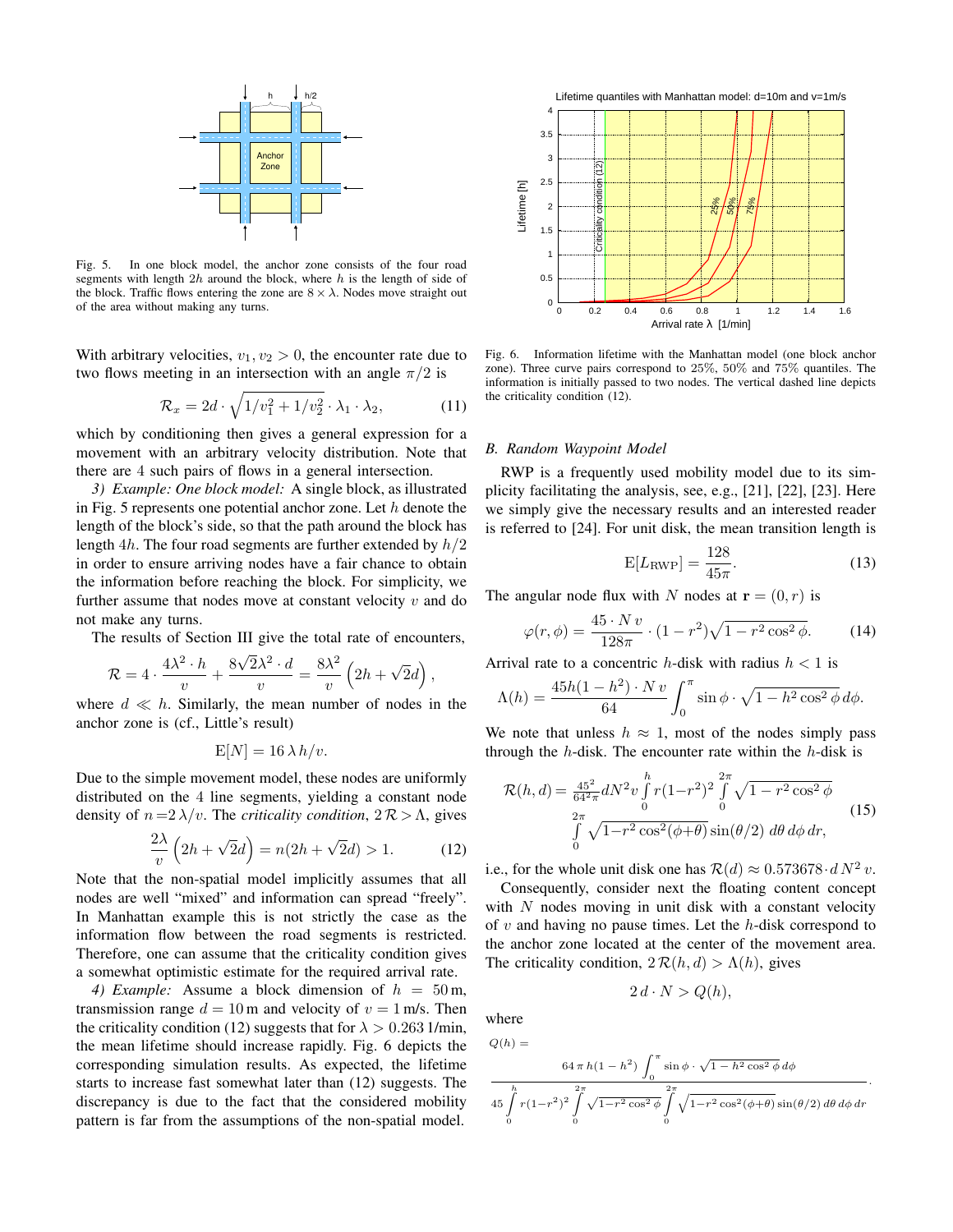Fig. 5. In one block model, the anchor zone consists of the four road segments with length $2h$ around the block, where $h$ is the length of side of the block. Traffic flows entering the zone are $8 \times \lambda$. Nodes move straight out of the area without making any turns.

With arbitrary velocities, $v_1, v_2 > 0$, the encounter rate due to two flows meeting in an intersection with an angle $\pi/2$ is

$$\mathcal{R}_x = 2d \cdot \sqrt{1/v_1^2 + 1/v_2^2} \cdot \lambda_1 \cdot \lambda_2, \tag{11}$$

which by conditioning then gives a general expression for a movement with an arbitrary velocity distribution. Note that there are 4 such pairs of flows in a general intersection.

*3) Example: One block model:* A single block, as illustrated in Fig. 5 represents one potential anchor zone. Let $h$ denote the length of the block's side, so that the path around the block has length $4h$. The four road segments are further extended by $h/2$ in order to ensure arriving nodes have a fair chance to obtain the information before reaching the block. For simplicity, we further assume that nodes move at constant velocity $v$ and do not make any turns.

The results of Section III give the total rate of encounters,

$$\mathcal{R} = 4 \cdot \frac{4\lambda^2 \cdot h}{v} + \frac{8\sqrt{2}\lambda^2 \cdot d}{v} = \frac{8\lambda^2}{v}\left(2h + \sqrt{2}d\right),$$

where $d \ll h$. Similarly, the mean number of nodes in the anchor zone is (cf., Little's result)

$$\mathrm{E}[N] = 16\,\lambda\, h/v.$$

Due to the simple movement model, these nodes are uniformly distributed on the 4 line segments, yielding a constant node density of $n = 2\,\lambda/v$. The *criticality condition*, $2\,\mathcal{R} > \Lambda$, gives

$$\frac{2\lambda}{v}\left(2h + \sqrt{2}d\right) = n(2h + \sqrt{2}d) > 1. \tag{12}$$

Note that the non-spatial model implicitly assumes that all nodes are well "mixed" and information can spread "freely". In Manhattan example this is not strictly the case as the information flow between the road segments is restricted. Therefore, one can assume that the criticality condition gives a somewhat optimistic estimate for the required arrival rate.

*4) Example:* Assume a block dimension of $h = 50$ m, transmission range $d = 10$ m and velocity of $v = 1$ m/s. Then the criticality condition (12) suggests that for $\lambda > 0.263$ 1/min, the mean lifetime should increase rapidly. Fig. 6 depicts the corresponding simulation results. As expected, the lifetime starts to increase fast somewhat later than (12) suggests. The discrepancy is due to the fact that the considered mobility pattern is far from the assumptions of the non-spatial model.

Fig. 6. Information lifetime with the Manhattan model (one block anchor zone). Three curve pairs correspond to 25%, 50% and 75% quantiles. The information is initially passed to two nodes. The vertical dashed line depicts the criticality condition (12).

### B. Random Waypoint Model

RWP is a frequently used mobility model due to its simplicity facilitating the analysis, see, e.g., [21], [22], [23]. Here we simply give the necessary results and an interested reader is referred to [24]. For unit disk, the mean transition length is

$$\mathrm{E}[L_{\mathrm{RWP}}] = \frac{128}{45\pi}. \tag{13}$$

The angular node flux with $N$ nodes at $\mathbf{r} = (0, r)$ is

$$\varphi(r, \phi) = \frac{45 \cdot N\, v}{128\pi} \cdot (1 - r^2)\sqrt{1 - r^2\cos^2\phi}. \tag{14}$$

Arrival rate to a concentric $h$-disk with radius $h < 1$ is

$$\Lambda(h) = \frac{45h(1-h^2)\cdot N\, v}{64}\int_0^\pi \sin\phi \cdot \sqrt{1 - h^2\cos^2\phi}\, d\phi.$$

We note that unless $h \approx 1$, most of the nodes simply pass through the $h$-disk. The encounter rate within the $h$-disk is

$$\mathcal{R}(h,d) = \frac{45^2}{64^2\pi} d N^2 v \int_0^h r(1-r^2)^2 \int_0^{2\pi} \sqrt{1-r^2\cos^2\phi} \int_0^{2\pi} \sqrt{1-r^2\cos^2(\phi+\theta)}\sin(\theta/2)\, d\theta\, d\phi\, dr, \tag{15}$$

i.e., for the whole unit disk one has $\mathcal{R}(d) \approx 0.573678 \cdot d\, N^2\, v$.

Consequently, consider next the floating content concept with $N$ nodes moving in unit disk with a constant velocity of $v$ and having no pause times. Let the $h$-disk correspond to the anchor zone located at the center of the movement area. The criticality condition, $2\,\mathcal{R}(h,d) > \Lambda(h)$, gives

$$2\, d \cdot N > Q(h),$$

where

$$Q(h) = \frac{64\,\pi\, h(1-h^2)\displaystyle\int_0^\pi \sin\phi \cdot \sqrt{1 - h^2\cos^2\phi}\, d\phi}{45\displaystyle\int_0^h r(1-r^2)^2 \int_0^{2\pi} \sqrt{1-r^2\cos^2\phi} \int_0^{2\pi} \sqrt{1-r^2\cos^2(\phi+\theta)}\sin(\theta/2)\, d\theta\, d\phi\, dr}.$$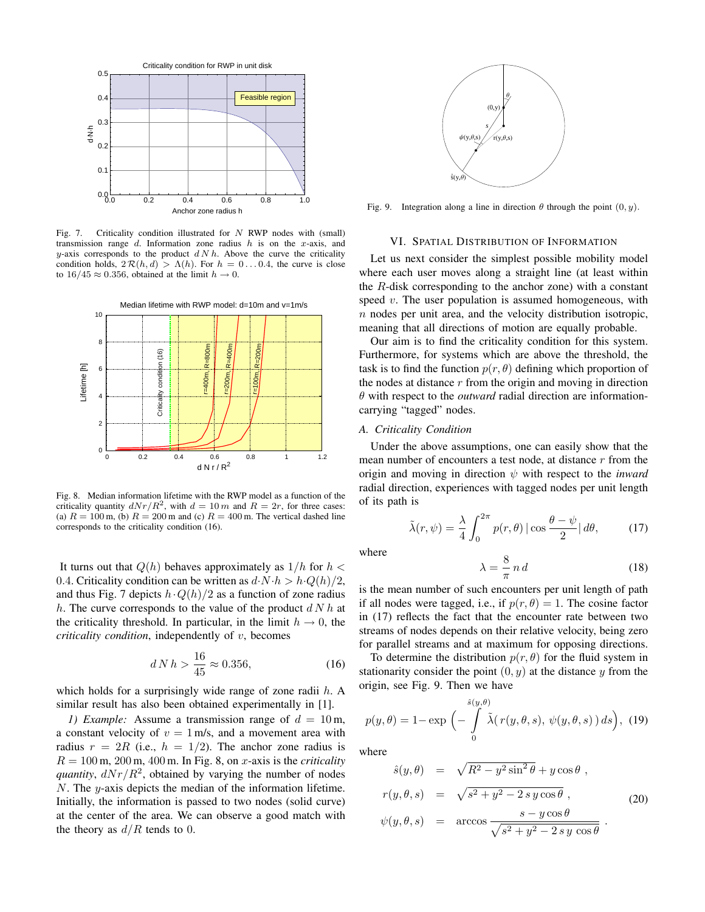Fig. 7. Criticality condition illustrated for $N$ RWP nodes with (small) transmission range $d$. Information zone radius $h$ is on the $x$-axis, and $y$-axis corresponds to the product $d\,N\,h$. Above the curve the criticality condition holds, $2\,\mathcal{R}(h,d) > \Lambda(h)$. For $h = 0 \ldots 0.4$, the curve is close to $16/45 \approx 0.356$, obtained at the limit $h \to 0$.

Fig. 8. Median information lifetime with the RWP model as a function of the criticality quantity $dNr/R^2$, with $d = 10\,m$ and $R = 2r$, for three cases: (a) $R = 100\,$m, (b) $R = 200\,$m and (c) $R = 400\,$m. The vertical dashed line corresponds to the criticality condition (16).

It turns out that $Q(h)$ behaves approximately as $1/h$ for $h < 0.4$. Criticality condition can be written as $d{\cdot}N{\cdot}h > h{\cdot}Q(h)/2$, and thus Fig. 7 depicts $h{\cdot}Q(h)/2$ as a function of zone radius $h$. The curve corresponds to the value of the product $d\,N\,h$ at the criticality threshold. In particular, in the limit $h \to 0$, the *criticality condition*, independently of $v$, becomes

$$d\,N\,h > \frac{16}{45} \approx 0.356, \tag{16}$$

which holds for a surprisingly wide range of zone radii $h$. A similar result has also been obtained experimentally in [1].

*1) Example:* Assume a transmission range of $d = 10\,$m, a constant velocity of $v = 1\,$m/s, and a movement area with radius $r = 2R$ (i.e., $h = 1/2$). The anchor zone radius is $R = 100\,$m, $200\,$m, $400\,$m. In Fig. 8, on $x$-axis is the *criticality quantity*, $dNr/R^2$, obtained by varying the number of nodes $N$. The $y$-axis depicts the median of the information lifetime. Initially, the information is passed to two nodes (solid curve) at the center of the area. We can observe a good match with the theory as $d/R$ tends to 0.

Fig. 9. Integration along a line in direction $\theta$ through the point $(0, y)$.

## VI. Spatial Distribution of Information

Let us next consider the simplest possible mobility model where each user moves along a straight line (at least within the $R$-disk corresponding to the anchor zone) with a constant speed $v$. The user population is assumed homogeneous, with $n$ nodes per unit area, and the velocity distribution isotropic, meaning that all directions of motion are equally probable.

Our aim is to find the criticality condition for this system. Furthermore, for systems which are above the threshold, the task is to find the function $p(r, \theta)$ defining which proportion of the nodes at distance $r$ from the origin and moving in direction $\theta$ with respect to the *outward* radial direction are information-carrying "tagged" nodes.

### A. Criticality Condition

Under the above assumptions, one can easily show that the mean number of encounters a test node, at distance $r$ from the origin and moving in direction $\psi$ with respect to the *inward* radial direction, experiences with tagged nodes per unit length of its path is

$$\tilde{\lambda}(r, \psi) = \frac{\lambda}{4} \int_0^{2\pi} p(r, \theta)\, |\cos\frac{\theta - \psi}{2}|\, d\theta, \tag{17}$$

where

$$\lambda = \frac{8}{\pi}\, n\, d \tag{18}$$

is the mean number of such encounters per unit length of path if all nodes were tagged, i.e., if $p(r, \theta) = 1$. The cosine factor in (17) reflects the fact that the encounter rate between two streams of nodes depends on their relative velocity, being zero for parallel streams and at maximum for opposing directions.

To determine the distribution $p(r, \theta)$ for the fluid system in stationarity consider the point $(0, y)$ at the distance $y$ from the origin, see Fig. 9. Then we have

$$p(y, \theta) = 1 - \exp\Big( - \int_0^{\hat{s}(y,\theta)} \tilde{\lambda}(\, r(y, \theta, s),\ \psi(y, \theta, s)\,)\, ds \Big), \tag{19}$$

where

$$\begin{aligned} \hat{s}(y, \theta) &= \sqrt{R^2 - y^2 \sin^2\theta} + y\cos\theta\ , \\ r(y, \theta, s) &= \sqrt{s^2 + y^2 - 2\,s\,y\cos\theta}\ , \\ \psi(y, \theta, s) &= \arccos\frac{s - y\cos\theta}{\sqrt{s^2 + y^2 - 2\,s\,y\,\cos\theta}}\ . \end{aligned} \tag{20}$$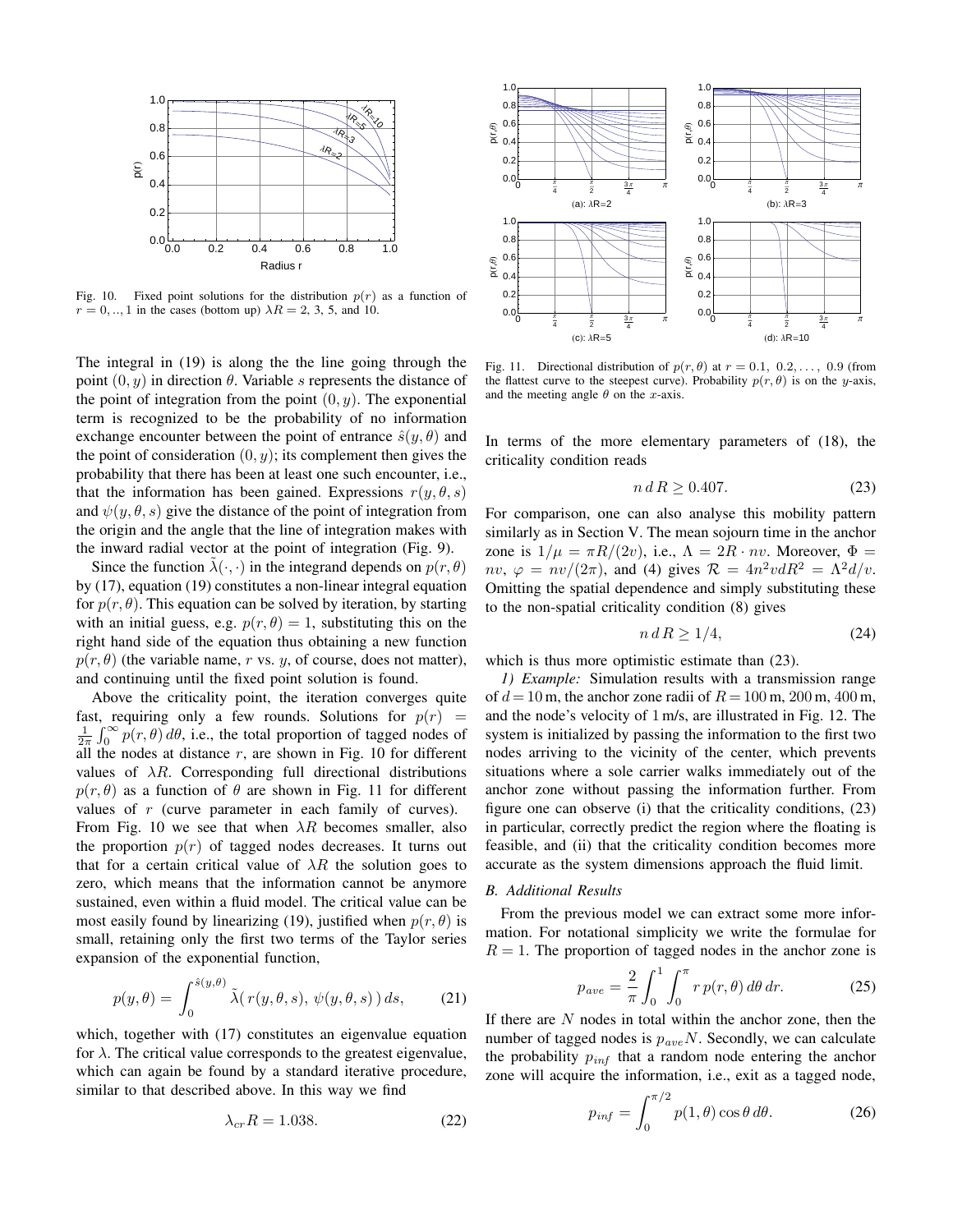Fig. 10. Fixed point solutions for the distribution $p(r)$ as a function of $r = 0, .., 1$ in the cases (bottom up) $\lambda R = 2$, 3, 5, and 10.

Fig. 11. Directional distribution of $p(r, \theta)$ at $r = 0.1, 0.2, \ldots, 0.9$ (from the flattest curve to the steepest curve). Probability $p(r, \theta)$ is on the $y$-axis, and the meeting angle $\theta$ on the $x$-axis.

The integral in (19) is along the the line going through the point $(0, y)$ in direction $\theta$. Variable $s$ represents the distance of the point of integration from the point $(0, y)$. The exponential term is recognized to be the probability of no information exchange encounter between the point of entrance $\hat{s}(y, \theta)$ and the point of consideration $(0, y)$; its complement then gives the probability that there has been at least one such encounter, i.e., that the information has been gained. Expressions $r(y, \theta, s)$ and $\psi(y, \theta, s)$ give the distance of the point of integration from the origin and the angle that the line of integration makes with the inward radial vector at the point of integration (Fig. 9).

Since the function $\tilde{\lambda}(\cdot, \cdot)$ in the integrand depends on $p(r, \theta)$ by (17), equation (19) constitutes a non-linear integral equation for $p(r, \theta)$. This equation can be solved by iteration, by starting with an initial guess, e.g. $p(r, \theta) = 1$, substituting this on the right hand side of the equation thus obtaining a new function $p(r, \theta)$ (the variable name, $r$ vs. $y$, of course, does not matter), and continuing until the fixed point solution is found.

Above the criticality point, the iteration converges quite fast, requiring only a few rounds. Solutions for $p(r) = \frac{1}{2\pi} \int_0^\infty p(r, \theta)\, d\theta$, i.e., the total proportion of tagged nodes of all the nodes at distance $r$, are shown in Fig. 10 for different values of $\lambda R$. Corresponding full directional distributions $p(r, \theta)$ as a function of $\theta$ are shown in Fig. 11 for different values of $r$ (curve parameter in each family of curves). From Fig. 10 we see that when $\lambda R$ becomes smaller, also the proportion $p(r)$ of tagged nodes decreases. It turns out that for a certain critical value of $\lambda R$ the solution goes to zero, which means that the information cannot be anymore sustained, even within a fluid model. The critical value can be most easily found by linearizing (19), justified when $p(r, \theta)$ is small, retaining only the first two terms of the Taylor series expansion of the exponential function,

$$p(y, \theta) = \int_0^{\hat{s}(y,\theta)} \tilde{\lambda}(\, r(y, \theta, s),\, \psi(y, \theta, s)\,)\, ds, \tag{21}$$

which, together with (17) constitutes an eigenvalue equation for $\lambda$. The critical value corresponds to the greatest eigenvalue, which can again be found by a standard iterative procedure, similar to that described above. In this way we find

$$\lambda_{cr} R = 1.038. \tag{22}$$

In terms of the more elementary parameters of (18), the criticality condition reads

$$n\, d\, R \geq 0.407. \tag{23}$$

For comparison, one can also analyse this mobility pattern similarly as in Section V. The mean sojourn time in the anchor zone is $1/\mu = \pi R/(2v)$, i.e., $\Lambda = 2R \cdot nv$. Moreover, $\Phi = nv$, $\varphi = nv/(2\pi)$, and (4) gives $\mathcal{R} = 4n^2 v d R^2 = \Lambda^2 d/v$. Omitting the spatial dependence and simply substituting these to the non-spatial criticality condition (8) gives

$$n\, d\, R \geq 1/4, \tag{24}$$

which is thus more optimistic estimate than (23).

*1) Example:* Simulation results with a transmission range of $d = 10$ m, the anchor zone radii of $R = 100$ m, 200 m, 400 m, and the node's velocity of 1 m/s, are illustrated in Fig. 12. The system is initialized by passing the information to the first two nodes arriving to the vicinity of the center, which prevents situations where a sole carrier walks immediately out of the anchor zone without passing the information further. From figure one can observe (i) that the criticality conditions, (23) in particular, correctly predict the region where the floating is feasible, and (ii) that the criticality condition becomes more accurate as the system dimensions approach the fluid limit.

### B. Additional Results

From the previous model we can extract some more information. For notational simplicity we write the formulae for $R = 1$. The proportion of tagged nodes in the anchor zone is

$$p_{ave} = \frac{2}{\pi} \int_0^1 \int_0^\pi r\, p(r, \theta)\, d\theta\, dr. \tag{25}$$

If there are $N$ nodes in total within the anchor zone, then the number of tagged nodes is $p_{ave} N$. Secondly, we can calculate the probability $p_{inf}$ that a random node entering the anchor zone will acquire the information, i.e., exit as a tagged node,

$$p_{inf} = \int_0^{\pi/2} p(1, \theta) \cos\theta\, d\theta. \tag{26}$$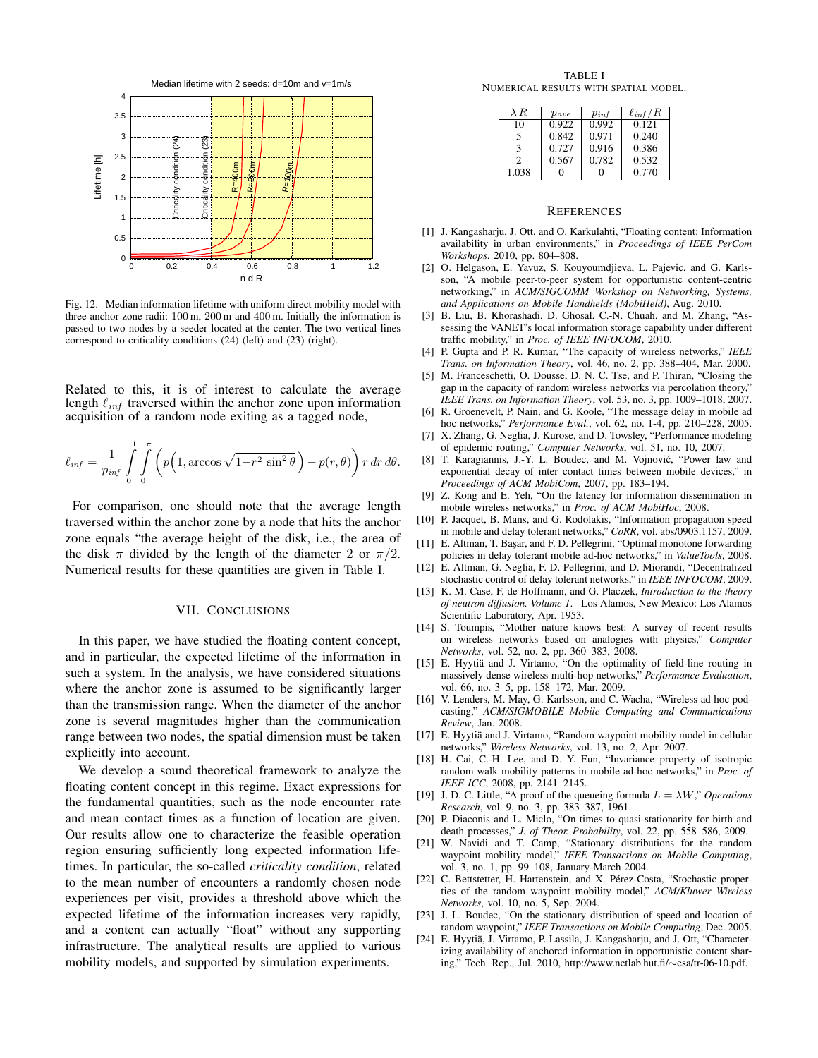Median lifetime with 2 seeds: d=10m and v=1m/s

Lifetime [h]

n d R

Criticality condition (24)

Criticality condition (23)

R=400m

R=200m

R=100m

0 0.2 0.4 0.6 0.8 1 1.2

0 0.5 1 1.5 2 2.5 3 3.5 4

Fig. 12. Median information lifetime with uniform direct mobility model with three anchor zone radii: 100 m, 200 m and 400 m. Initially the information is passed to two nodes by a seeder located at the center. The two vertical lines correspond to criticality conditions (24) (left) and (23) (right).

Related to this, it is of interest to calculate the average length $\ell_{inf}$ traversed within the anchor zone upon information acquisition of a random node exiting as a tagged node,

$$\ell_{inf} = \frac{1}{p_{inf}} \int_0^1 \int_0^\pi \left( p\left(1, \arccos\sqrt{1-r^2 \sin^2\theta}\right) - p(r,\theta) \right) r\, dr\, d\theta.$$

For comparison, one should note that the average length traversed within the anchor zone by a node that hits the anchor zone equals "the average height of the disk, i.e., the area of the disk $\pi$ divided by the length of the diameter 2 or $\pi/2$. Numerical results for these quantities are given in Table I.

## VII. Conclusions

In this paper, we have studied the floating content concept, and in particular, the expected lifetime of the information in such a system. In the analysis, we have considered situations where the anchor zone is assumed to be significantly larger than the transmission range. When the diameter of the anchor zone is several magnitudes higher than the communication range between two nodes, the spatial dimension must be taken explicitly into account.

We develop a sound theoretical framework to analyze the floating content concept in this regime. Exact expressions for the fundamental quantities, such as the node encounter rate and mean contact times as a function of location are given. Our results allow one to characterize the feasible operation region ensuring sufficiently long expected information lifetimes. In particular, the so-called *criticality condition*, related to the mean number of encounters a randomly chosen node experiences per visit, provides a threshold above which the expected lifetime of the information increases very rapidly, and a content can actually "float" without any supporting infrastructure. The analytical results are applied to various mobility models, and supported by simulation experiments.

TABLE I
Numerical results with spatial model.

| $\lambda R$ | $p_{ave}$ | $p_{inf}$ | $\ell_{inf}/R$ |
|---|---|---|---|
| 10 | 0.922 | 0.992 | 0.121 |
| 5 | 0.842 | 0.971 | 0.240 |
| 3 | 0.727 | 0.916 | 0.386 |
| 2 | 0.567 | 0.782 | 0.532 |
| 1.038 | 0 | 0 | 0.770 |

## References

[1] J. Kangasharju, J. Ott, and O. Karkulahti, "Floating content: Information availability in urban environments," in *Proceedings of IEEE PerCom Workshops*, 2010, pp. 804–808.

[2] O. Helgason, E. Yavuz, S. Kouyoumdjieva, L. Pajevic, and G. Karlsson, "A mobile peer-to-peer system for opportunistic content-centric networking," in *ACM/SIGCOMM Workshop on Networking, Systems, and Applications on Mobile Handhelds (MobiHeld)*, Aug. 2010.

[3] B. Liu, B. Khorashadi, D. Ghosal, C.-N. Chuah, and M. Zhang, "Assessing the VANET's local information storage capability under different traffic mobility," in *Proc. of IEEE INFOCOM*, 2010.

[4] P. Gupta and P. R. Kumar, "The capacity of wireless networks," *IEEE Trans. on Information Theory*, vol. 46, no. 2, pp. 388–404, Mar. 2000.

[5] M. Franceschetti, O. Dousse, D. N. C. Tse, and P. Thiran, "Closing the gap in the capacity of random wireless networks via percolation theory," *IEEE Trans. on Information Theory*, vol. 53, no. 3, pp. 1009–1018, 2007.

[6] R. Groenevelt, P. Nain, and G. Koole, "The message delay in mobile ad hoc networks," *Performance Eval.*, vol. 62, no. 1-4, pp. 210–228, 2005.

[7] X. Zhang, G. Neglia, J. Kurose, and D. Towsley, "Performance modeling of epidemic routing," *Computer Networks*, vol. 51, no. 10, 2007.

[8] T. Karagiannis, J.-Y. L. Boudec, and M. Vojnović, "Power law and exponential decay of inter contact times between mobile devices," in *Proceedings of ACM MobiCom*, 2007, pp. 183–194.

[9] Z. Kong and E. Yeh, "On the latency for information dissemination in mobile wireless networks," in *Proc. of ACM MobiHoc*, 2008.

[10] P. Jacquet, B. Mans, and G. Rodolakis, "Information propagation speed in mobile and delay tolerant networks," *CoRR*, vol. abs/0903.1157, 2009.

[11] E. Altman, T. Başar, and F. D. Pellegrini, "Optimal monotone forwarding policies in delay tolerant mobile ad-hoc networks," in *ValueTools*, 2008.

[12] E. Altman, G. Neglia, F. D. Pellegrini, and D. Miorandi, "Decentralized stochastic control of delay tolerant networks," in *IEEE INFOCOM*, 2009.

[13] K. M. Case, F. de Hoffmann, and G. Placzek, *Introduction to the theory of neutron diffusion. Volume 1*. Los Alamos, New Mexico: Los Alamos Scientific Laboratory, Apr. 1953.

[14] S. Toumpis, "Mother nature knows best: A survey of recent results on wireless networks based on analogies with physics," *Computer Networks*, vol. 52, no. 2, pp. 360–383, 2008.

[15] E. Hyytiä and J. Virtamo, "On the optimality of field-line routing in massively dense wireless multi-hop networks," *Performance Evaluation*, vol. 66, no. 3–5, pp. 158–172, Mar. 2009.

[16] V. Lenders, M. May, G. Karlsson, and C. Wacha, "Wireless ad hoc podcasting," *ACM/SIGMOBILE Mobile Computing and Communications Review*, Jan. 2008.

[17] E. Hyytiä and J. Virtamo, "Random waypoint mobility model in cellular networks," *Wireless Networks*, vol. 13, no. 2, Apr. 2007.

[18] H. Cai, C.-H. Lee, and D. Y. Eun, "Invariance property of isotropic random walk mobility patterns in mobile ad-hoc networks," in *Proc. of IEEE ICC*, 2008, pp. 2141–2145.

[19] J. D. C. Little, "A proof of the queueing formula $L = \lambda W$," *Operations Research*, vol. 9, no. 3, pp. 383–387, 1961.

[20] P. Diaconis and L. Miclo, "On times to quasi-stationarity for birth and death processes," *J. of Theor. Probability*, vol. 22, pp. 558–586, 2009.

[21] W. Navidi and T. Camp, "Stationary distributions for the random waypoint mobility model," *IEEE Transactions on Mobile Computing*, vol. 3, no. 1, pp. 99–108, January-March 2004.

[22] C. Bettstetter, H. Hartenstein, and X. Pérez-Costa, "Stochastic properties of the random waypoint mobility model," *ACM/Kluwer Wireless Networks*, vol. 10, no. 5, Sep. 2004.

[23] J. L. Boudec, "On the stationary distribution of speed and location of random waypoint," *IEEE Transactions on Mobile Computing*, Dec. 2005.

[24] E. Hyytiä, J. Virtamo, P. Lassila, J. Kangasharju, and J. Ott, "Characterizing availability of anchored information in opportunistic content sharing," Tech. Rep., Jul. 2010, http://www.netlab.hut.fi/∼esa/tr-06-10.pdf.